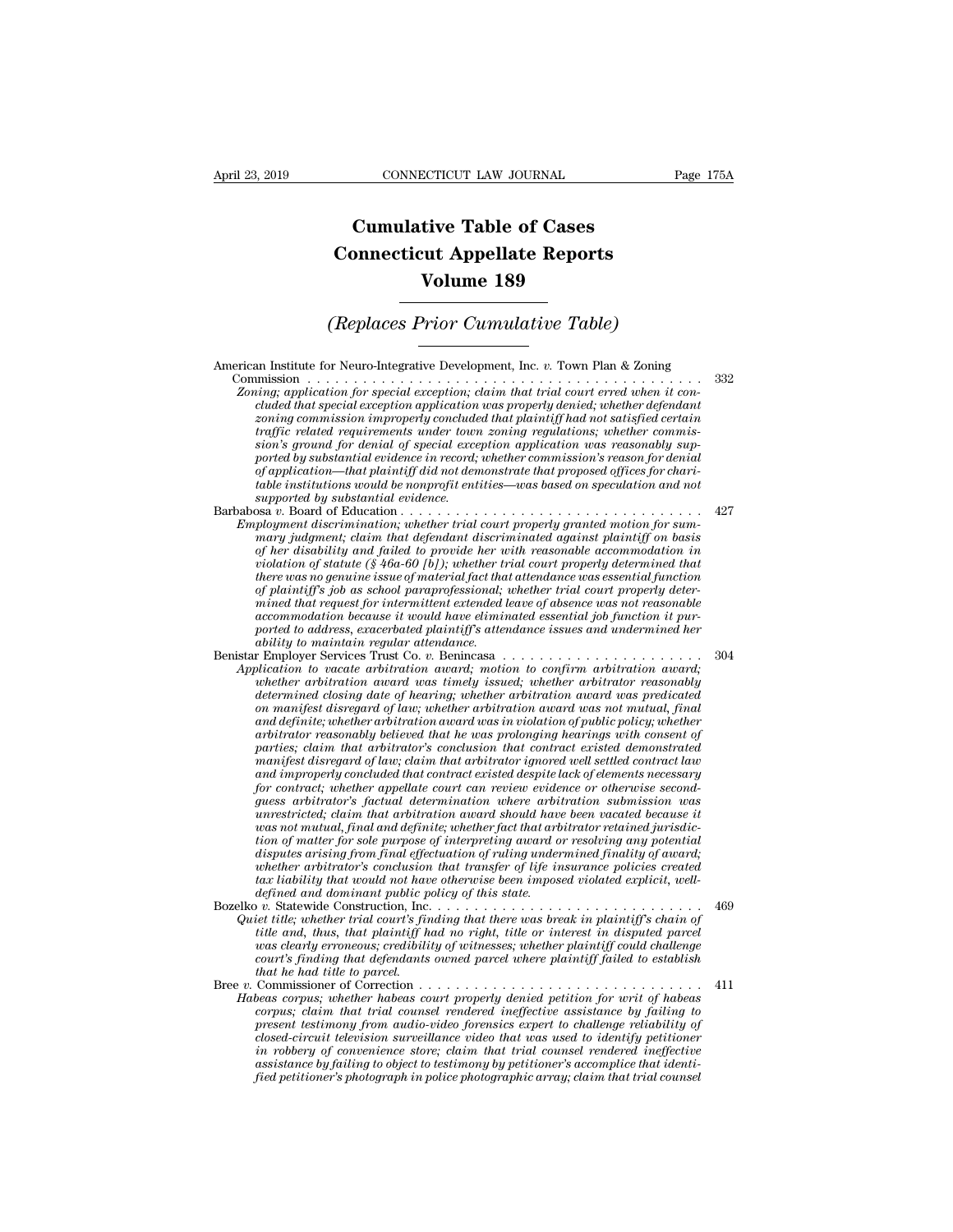# Cumulative Table of Cases
# Connecticut Appellate Reports
# Volume 189

## *(Replaces Prior Cumulative Table)*

American Institute for Neuro-Integrative Development, Inc. *v.* Town Plan & Zoning Commission . . . . . . . . . . . . . . . . . . . . . . . . . . . . . . . . . . . . . . . . . . . . 332

*Zoning; application for special exception; claim that trial court erred when it concluded that special exception application was properly denied; whether defendant zoning commission improperly concluded that plaintiff had not satisfied certain traffic related requirements under town zoning regulations; whether commission's ground for denial of special exception application was reasonably supported by substantial evidence in record; whether commission's reason for denial of application—that plaintiff did not demonstrate that proposed offices for charitable institutions would be nonprofit entities—was based on speculation and not supported by substantial evidence.*

Barbabosa *v.* Board of Education . . . . . . . . . . . . . . . . . . . . . . . . . . . . . . . . . 427

*Employment discrimination; whether trial court properly granted motion for summary judgment; claim that defendant discriminated against plaintiff on basis of her disability and failed to provide her with reasonable accommodation in violation of statute (§ 46a-60 [b]); whether trial court properly determined that there was no genuine issue of material fact that attendance was essential function of plaintiff's job as school paraprofessional; whether trial court properly determined that request for intermittent extended leave of absence was not reasonable accommodation because it would have eliminated essential job function it purported to address, exacerbated plaintiff's attendance issues and undermined her ability to maintain regular attendance.*

Benistar Employer Services Trust Co. *v.* Benincasa . . . . . . . . . . . . . . . . . . . . . 304

*Application to vacate arbitration award; motion to confirm arbitration award; whether arbitration award was timely issued; whether arbitrator reasonably determined closing date of hearing; whether arbitration award was predicated on manifest disregard of law; whether arbitration award was not mutual, final and definite; whether arbitration award was in violation of public policy; whether arbitrator reasonably believed that he was prolonging hearings with consent of parties; claim that arbitrator's conclusion that contract existed demonstrated manifest disregard of law; claim that arbitrator ignored well settled contract law and improperly concluded that contract existed despite lack of elements necessary for contract; whether appellate court can review evidence or otherwise second-guess arbitrator's factual determination where arbitration submission was unrestricted; claim that arbitration award should have been vacated because it was not mutual, final and definite; whether fact that arbitrator retained jurisdiction of matter for sole purpose of interpreting award or resolving any potential disputes arising from final effectuation of ruling undermined finality of award; whether arbitrator's conclusion that transfer of life insurance policies created tax liability that would not have otherwise been imposed violated explicit, well-defined and dominant public policy of this state.*

Bozelko *v.* Statewide Construction, Inc. . . . . . . . . . . . . . . . . . . . . . . . . . . . . . 469

*Quiet title; whether trial court's finding that there was break in plaintiff's chain of title and, thus, that plaintiff had no right, title or interest in disputed parcel was clearly erroneous; credibility of witnesses; whether plaintiff could challenge court's finding that defendants owned parcel where plaintiff failed to establish that he had title to parcel.*

Bree *v.* Commissioner of Correction . . . . . . . . . . . . . . . . . . . . . . . . . . . . . . . 411

*Habeas corpus; whether habeas court properly denied petition for writ of habeas corpus; claim that trial counsel rendered ineffective assistance by failing to present testimony from audio-video forensics expert to challenge reliability of closed-circuit television surveillance video that was used to identify petitioner in robbery of convenience store; claim that trial counsel rendered ineffective assistance by failing to object to testimony by petitioner's accomplice that identified petitioner's photograph in police photographic array; claim that trial counsel*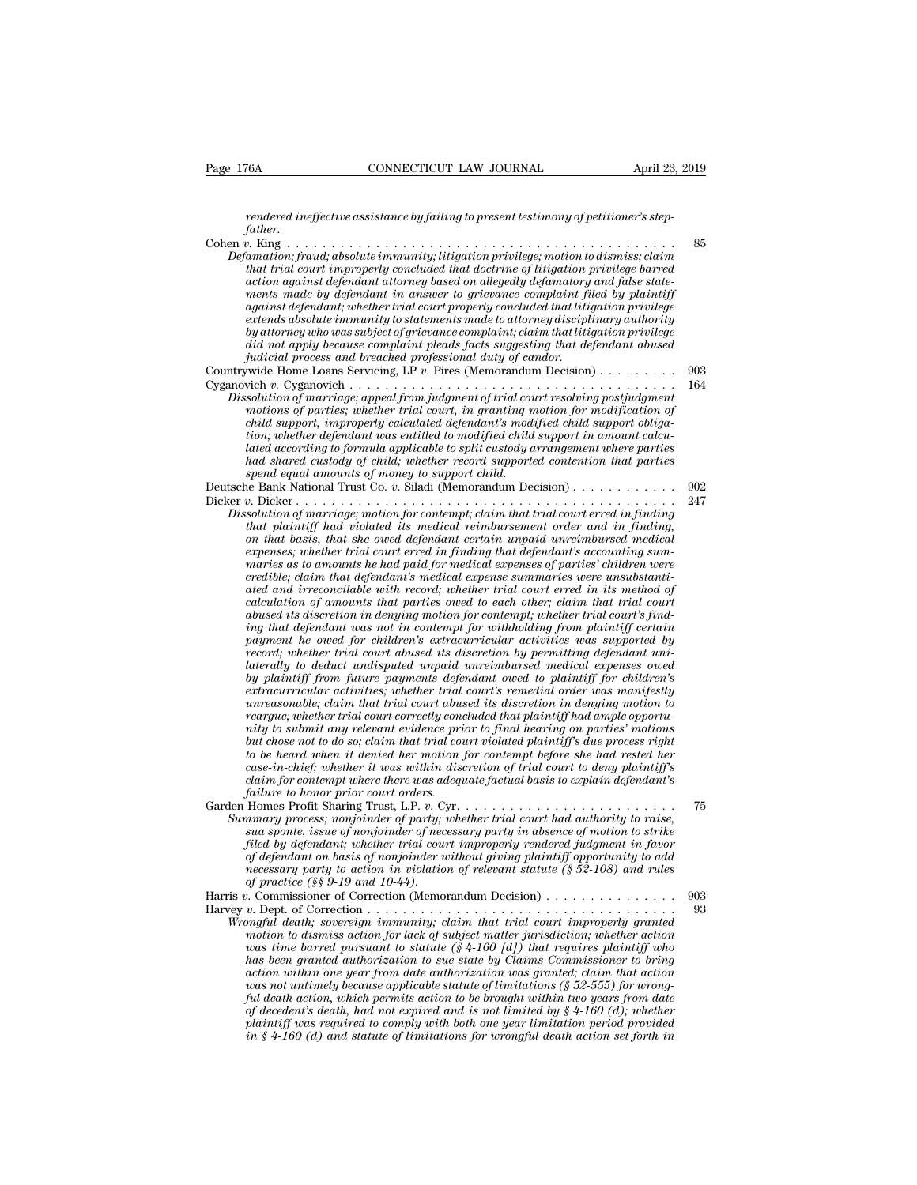*rendered ineffective assistance by failing to present testimony of petitioner's stepfather.*

Cohen *v.* King . . . . . . . . . . . . . . . . . . . . . . . . . . . . . . . . . . . . . . . . . . . . . . 85

*Defamation; fraud; absolute immunity; litigation privilege; motion to dismiss; claim that trial court improperly concluded that doctrine of litigation privilege barred action against defendant attorney based on allegedly defamatory and false statements made by defendant in answer to grievance complaint filed by plaintiff against defendant; whether trial court properly concluded that litigation privilege extends absolute immunity to statements made to attorney disciplinary authority by attorney who was subject of grievance complaint; claim that litigation privilege did not apply because complaint pleads facts suggesting that defendant abused judicial process and breached professional duty of candor.*

Countrywide Home Loans Servicing, LP *v.* Pires (Memorandum Decision) . . . . . . . . . 903

Cyganovich *v.* Cyganovich . . . . . . . . . . . . . . . . . . . . . . . . . . . . . . . . . . . . . 164

*Dissolution of marriage; appeal from judgment of trial court resolving postjudgment motions of parties; whether trial court, in granting motion for modification of child support, improperly calculated defendant's modified child support obligation; whether defendant was entitled to modified child support in amount calculated according to formula applicable to split custody arrangement where parties had shared custody of child; whether record supported contention that parties spend equal amounts of money to support child.*

Deutsche Bank National Trust Co. *v.* Siladi (Memorandum Decision) . . . . . . . . . . . . 902

Dicker *v.* Dicker . . . . . . . . . . . . . . . . . . . . . . . . . . . . . . . . . . . . . . . . . . . . . 247

*Dissolution of marriage; motion for contempt; claim that trial court erred in finding that plaintiff had violated its medical reimbursement order and in finding, on that basis, that she owed defendant certain unpaid unreimbursed medical expenses; whether trial court erred in finding that defendant's accounting summaries as to amounts he had paid for medical expenses of parties' children were credible; claim that defendant's medical expense summaries were unsubstantiated and irreconcilable with record; whether trial court erred in its method of calculation of amounts that parties owed to each other; claim that trial court abused its discretion in denying motion for contempt; whether trial court's finding that defendant was not in contempt for withholding from plaintiff certain payment he owed for children's extracurricular activities was supported by record; whether trial court abused its discretion by permitting defendant unilaterally to deduct undisputed unpaid unreimbursed medical expenses owed by plaintiff from future payments defendant owed to plaintiff for children's extracurricular activities; whether trial court's remedial order was manifestly unreasonable; claim that trial court abused its discretion in denying motion to reargue; whether trial court correctly concluded that plaintiff had ample opportunity to submit any relevant evidence prior to final hearing on parties' motions but chose not to do so; claim that trial court violated plaintiff's due process right to be heard when it denied her motion for contempt before she had rested her case-in-chief; whether it was within discretion of trial court to deny plaintiff's claim for contempt where there was adequate factual basis to explain defendant's failure to honor prior court orders.*

Garden Homes Profit Sharing Trust, L.P. *v.* Cyr. . . . . . . . . . . . . . . . . . . . . . . . . 75

*Summary process; nonjoinder of party; whether trial court had authority to raise, sua sponte, issue of nonjoinder of necessary party in absence of motion to strike filed by defendant; whether trial court improperly rendered judgment in favor of defendant on basis of nonjoinder without giving plaintiff opportunity to add necessary party to action in violation of relevant statute (§ 52-108) and rules of practice (§§ 9-19 and 10-44).*

Harris *v.* Commissioner of Correction (Memorandum Decision) . . . . . . . . . . . . . . 903

Harvey *v.* Dept. of Correction . . . . . . . . . . . . . . . . . . . . . . . . . . . . . . . . . . . 93

*Wrongful death; sovereign immunity; claim that trial court improperly granted motion to dismiss action for lack of subject matter jurisdiction; whether action was time barred pursuant to statute (§ 4-160 [d]) that requires plaintiff who has been granted authorization to sue state by Claims Commissioner to bring action within one year from date authorization was granted; claim that action was not untimely because applicable statute of limitations (§ 52-555) for wrongful death action, which permits action to be brought within two years from date of decedent's death, had not expired and is not limited by § 4-160 (d); whether plaintiff was required to comply with both one year limitation period provided in § 4-160 (d) and statute of limitations for wrongful death action set forth in*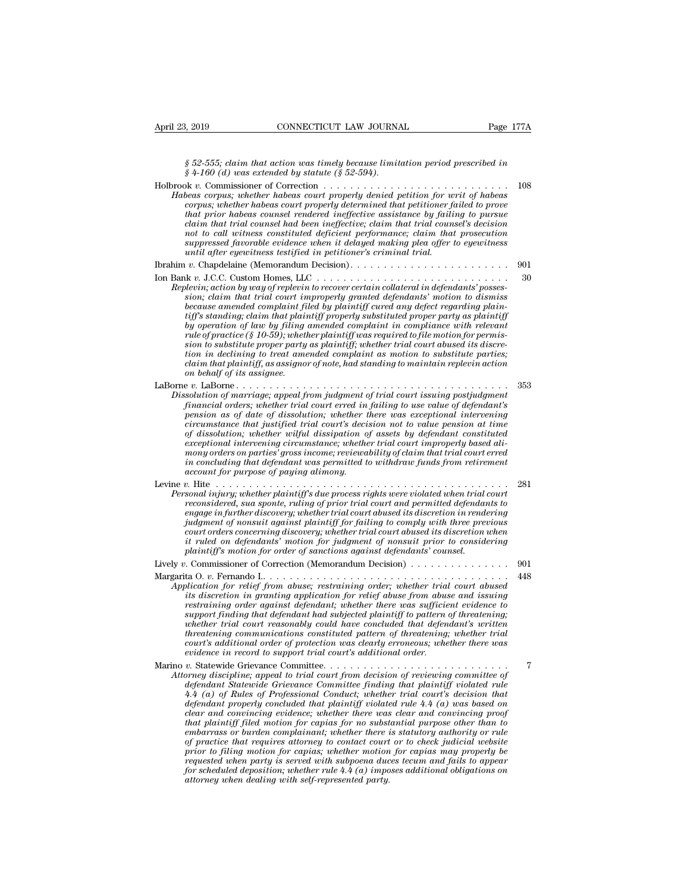*§ 52-555; claim that action was timely because limitation period prescribed in § 4-160 (d) was extended by statute (§ 52-594).*

Holbrook *v.* Commissioner of Correction . . . . . . . . . . . . . . . . . . . . . . . . . . . . 108
*Habeas corpus; whether habeas court properly denied petition for writ of habeas corpus; whether habeas court properly determined that petitioner failed to prove that prior habeas counsel rendered ineffective assistance by failing to pursue claim that trial counsel had been ineffective; claim that trial counsel's decision not to call witness constituted deficient performance; claim that prosecution suppressed favorable evidence when it delayed making plea offer to eyewitness until after eyewitness testified in petitioner's criminal trial.*

Ibrahim *v.* Chapdelaine (Memorandum Decision). . . . . . . . . . . . . . . . . . . . . . . 901

Ion Bank *v.* J.C.C. Custom Homes, LLC . . . . . . . . . . . . . . . . . . . . . . . . . . . . 30
*Replevin; action by way of replevin to recover certain collateral in defendants' possession; claim that trial court improperly granted defendants' motion to dismiss because amended complaint filed by plaintiff cured any defect regarding plaintiff's standing; claim that plaintiff properly substituted proper party as plaintiff by operation of law by filing amended complaint in compliance with relevant rule of practice (§ 10-59); whether plaintiff was required to file motion for permission to substitute proper party as plaintiff; whether trial court abused its discretion in declining to treat amended complaint as motion to substitute parties; claim that plaintiff, as assignor of note, had standing to maintain replevin action on behalf of its assignee.*

LaBorne *v.* LaBorne . . . . . . . . . . . . . . . . . . . . . . . . . . . . . . . . . . . . . . . . 353
*Dissolution of marriage; appeal from judgment of trial court issuing postjudgment financial orders; whether trial court erred in failing to use value of defendant's pension as of date of dissolution; whether there was exceptional intervening circumstance that justified trial court's decision not to value pension at time of dissolution; whether wilful dissipation of assets by defendant constituted exceptional intervening circumstance; whether trial court improperly based alimony orders on parties' gross income; reviewability of claim that trial court erred in concluding that defendant was permitted to withdraw funds from retirement account for purpose of paying alimony.*

Levine *v.* Hite . . . . . . . . . . . . . . . . . . . . . . . . . . . . . . . . . . . . . . . . . . 281
*Personal injury; whether plaintiff's due process rights were violated when trial court reconsidered, sua sponte, ruling of prior trial court and permitted defendants to engage in further discovery; whether trial court abused its discretion in rendering judgment of nonsuit against plaintiff for failing to comply with three previous court orders concerning discovery; whether trial court abused its discretion when it ruled on defendants' motion for judgment of nonsuit prior to considering plaintiff's motion for order of sanctions against defendants' counsel.*

Lively *v.* Commissioner of Correction (Memorandum Decision) . . . . . . . . . . . . . . 901

Margarita O. *v.* Fernando I.. . . . . . . . . . . . . . . . . . . . . . . . . . . . . . . . . . . 448
*Application for relief from abuse; restraining order; whether trial court abused its discretion in granting application for relief abuse from abuse and issuing restraining order against defendant; whether there was sufficient evidence to support finding that defendant had subjected plaintiff to pattern of threatening; whether trial court reasonably could have concluded that defendant's written threatening communications constituted pattern of threatening; whether trial court's additional order of protection was clearly erroneous; whether there was evidence in record to support trial court's additional order.*

Marino *v.* Statewide Grievance Committee. . . . . . . . . . . . . . . . . . . . . . . . . . . 7
*Attorney discipline; appeal to trial court from decision of reviewing committee of defendant Statewide Grievance Committee finding that plaintiff violated rule 4.4 (a) of Rules of Professional Conduct; whether trial court's decision that defendant properly concluded that plaintiff violated rule 4.4 (a) was based on clear and convincing evidence; whether there was clear and convincing proof that plaintiff filed motion for capias for no substantial purpose other than to embarrass or burden complainant; whether there is statutory authority or rule of practice that requires attorney to contact court or to check judicial website prior to filing motion for capias; whether motion for capias may properly be requested when party is served with subpoena duces tecum and fails to appear for scheduled deposition; whether rule 4.4 (a) imposes additional obligations on attorney when dealing with self-represented party.*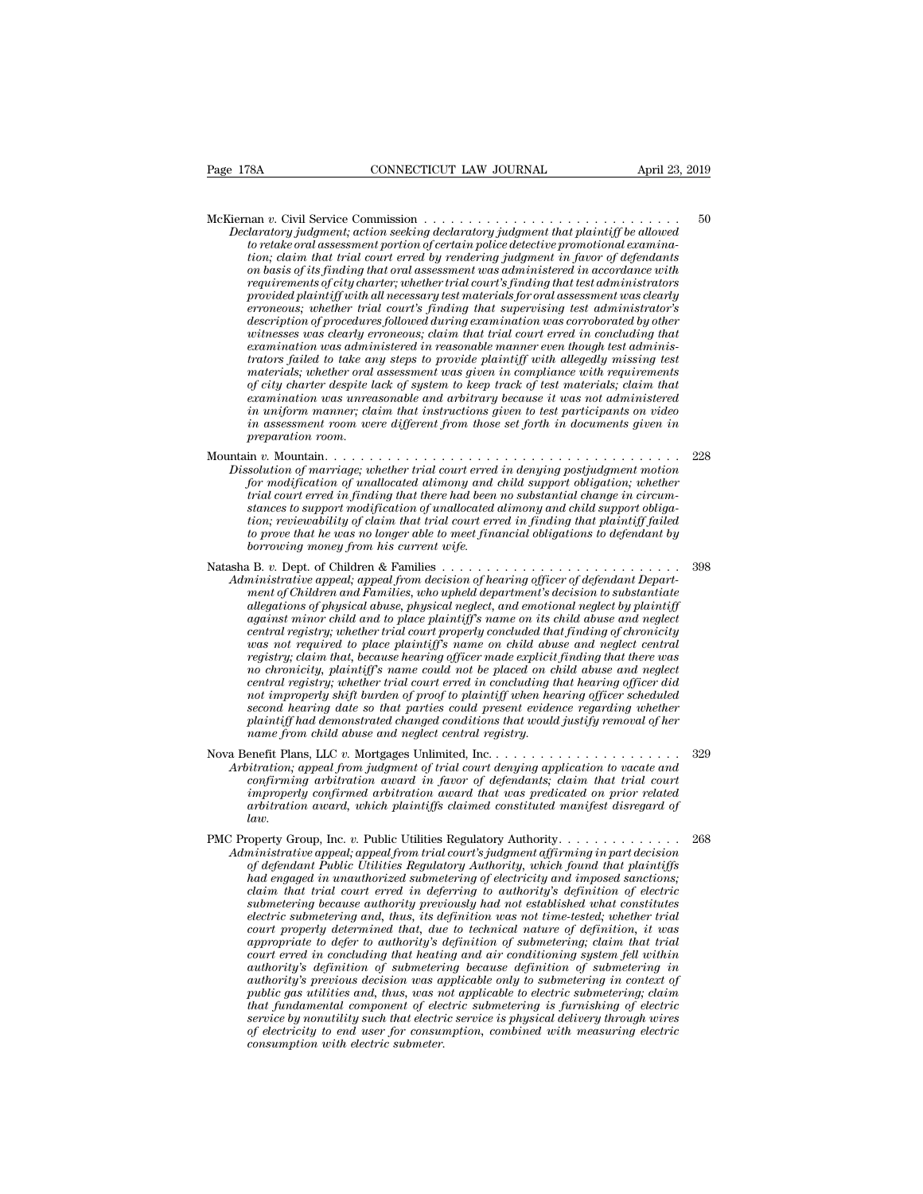McKiernan *v.* Civil Service Commission . . . . . . . . . . . . . . . . . . . . . . . . . . . . . 50

*Declaratory judgment; action seeking declaratory judgment that plaintiff be allowed to retake oral assessment portion of certain police detective promotional examination; claim that trial court erred by rendering judgment in favor of defendants on basis of its finding that oral assessment was administered in accordance with requirements of city charter; whether trial court's finding that test administrators provided plaintiff with all necessary test materials for oral assessment was clearly erroneous; whether trial court's finding that supervising test administrator's description of procedures followed during examination was corroborated by other witnesses was clearly erroneous; claim that trial court erred in concluding that examination was administered in reasonable manner even though test administrators failed to take any steps to provide plaintiff with allegedly missing test materials; whether oral assessment was given in compliance with requirements of city charter despite lack of system to keep track of test materials; claim that examination was unreasonable and arbitrary because it was not administered in uniform manner; claim that instructions given to test participants on video in assessment room were different from those set forth in documents given in preparation room.*

Mountain *v.* Mountain. . . . . . . . . . . . . . . . . . . . . . . . . . . . . . . . . . . . . . . 228

*Dissolution of marriage; whether trial court erred in denying postjudgment motion for modification of unallocated alimony and child support obligation; whether trial court erred in finding that there had been no substantial change in circumstances to support modification of unallocated alimony and child support obligation; reviewability of claim that trial court erred in finding that plaintiff failed to prove that he was no longer able to meet financial obligations to defendant by borrowing money from his current wife.*

Natasha B. *v.* Dept. of Children & Families . . . . . . . . . . . . . . . . . . . . . . . . . . . 398

*Administrative appeal; appeal from decision of hearing officer of defendant Department of Children and Families, who upheld department's decision to substantiate allegations of physical abuse, physical neglect, and emotional neglect by plaintiff against minor child and to place plaintiff's name on its child abuse and neglect central registry; whether trial court properly concluded that finding of chronicity was not required to place plaintiff's name on child abuse and neglect central registry; claim that, because hearing officer made explicit finding that there was no chronicity, plaintiff's name could not be placed on child abuse and neglect central registry; whether trial court erred in concluding that hearing officer did not improperly shift burden of proof to plaintiff when hearing officer scheduled second hearing date so that parties could present evidence regarding whether plaintiff had demonstrated changed conditions that would justify removal of her name from child abuse and neglect central registry.*

Nova Benefit Plans, LLC *v.* Mortgages Unlimited, Inc. . . . . . . . . . . . . . . . . . . . . . 329

*Arbitration; appeal from judgment of trial court denying application to vacate and confirming arbitration award in favor of defendants; claim that trial court improperly confirmed arbitration award that was predicated on prior related arbitration award, which plaintiffs claimed constituted manifest disregard of law.*

PMC Property Group, Inc. *v.* Public Utilities Regulatory Authority. . . . . . . . . . . . . 268

*Administrative appeal; appeal from trial court's judgment affirming in part decision of defendant Public Utilities Regulatory Authority, which found that plaintiffs had engaged in unauthorized submetering of electricity and imposed sanctions; claim that trial court erred in deferring to authority's definition of electric submetering because authority previously had not established what constitutes electric submetering and, thus, its definition was not time-tested; whether trial court properly determined that, due to technical nature of definition, it was appropriate to defer to authority's definition of submetering; claim that trial court erred in concluding that heating and air conditioning system fell within authority's definition of submetering because definition of submetering in authority's previous decision was applicable only to submetering in context of public gas utilities and, thus, was not applicable to electric submetering; claim that fundamental component of electric submetering is furnishing of electric service by nonutility such that electric service is physical delivery through wires of electricity to end user for consumption, combined with measuring electric consumption with electric submeter.*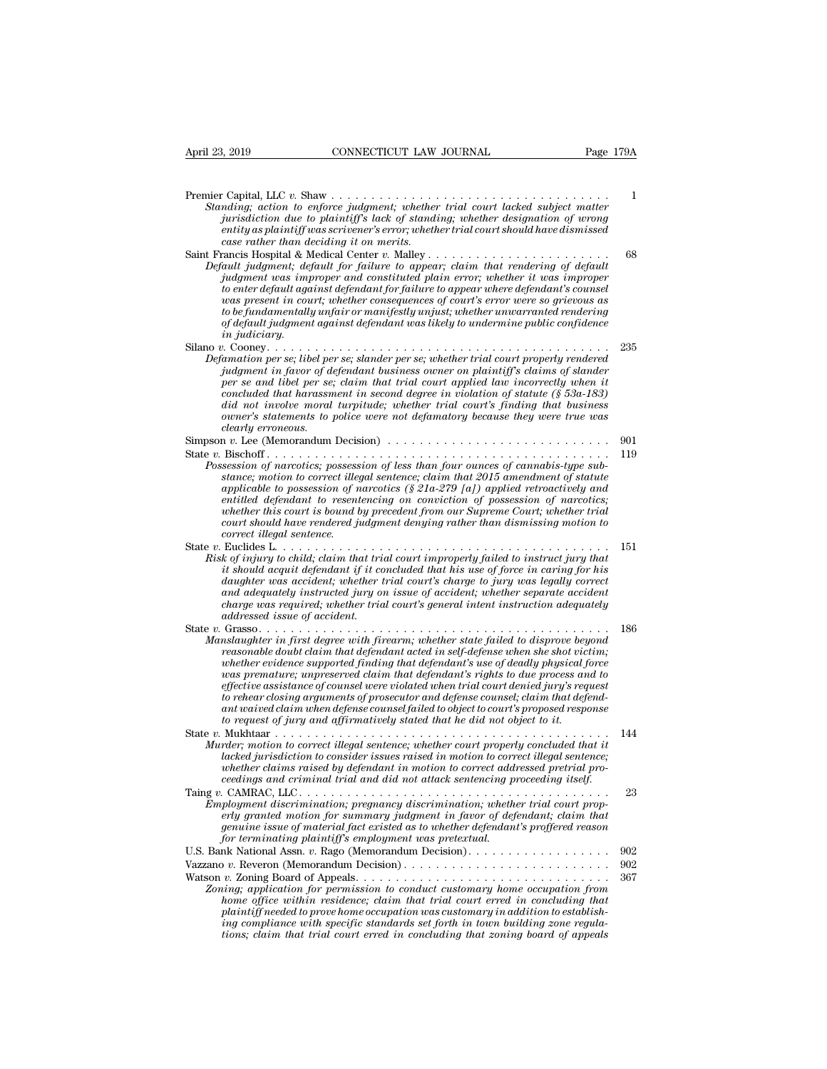Premier Capital, LLC *v.* Shaw . . . . . . . . . . . . . . . . . . . . . . . . . . . . . . . . . . 1
*Standing; action to enforce judgment; whether trial court lacked subject matter jurisdiction due to plaintiff's lack of standing; whether designation of wrong entity as plaintiff was scrivener's error; whether trial court should have dismissed case rather than deciding it on merits.*

Saint Francis Hospital & Medical Center *v.* Malley . . . . . . . . . . . . . . . . . . . . . . . 68
*Default judgment; default for failure to appear; claim that rendering of default judgment was improper and constituted plain error; whether it was improper to enter default against defendant for failure to appear where defendant's counsel was present in court; whether consequences of court's error were so grievous as to be fundamentally unfair or manifestly unjust; whether unwarranted rendering of default judgment against defendant was likely to undermine public confidence in judiciary.*

Silano *v.* Cooney. . . . . . . . . . . . . . . . . . . . . . . . . . . . . . . . . . . . . . . . . . . 235
*Defamation per se; libel per se; slander per se; whether trial court properly rendered judgment in favor of defendant business owner on plaintiff's claims of slander per se and libel per se; claim that trial court applied law incorrectly when it concluded that harassment in second degree in violation of statute (§ 53a-183) did not involve moral turpitude; whether trial court's finding that business owner's statements to police were not defamatory because they were true was clearly erroneous.*

Simpson *v.* Lee (Memorandum Decision) . . . . . . . . . . . . . . . . . . . . . . . . . . . 901

State *v.* Bischoff . . . . . . . . . . . . . . . . . . . . . . . . . . . . . . . . . . . . . . . . . . 119
*Possession of narcotics; possession of less than four ounces of cannabis-type substance; motion to correct illegal sentence; claim that 2015 amendment of statute applicable to possession of narcotics (§ 21a-279 [a]) applied retroactively and entitled defendant to resentencing on conviction of possession of narcotics; whether this court is bound by precedent from our Supreme Court; whether trial court should have rendered judgment denying rather than dismissing motion to correct illegal sentence.*

State *v.* Euclides L. . . . . . . . . . . . . . . . . . . . . . . . . . . . . . . . . . . . . . . . . 151
*Risk of injury to child; claim that trial court improperly failed to instruct jury that it should acquit defendant if it concluded that his use of force in caring for his daughter was accident; whether trial court's charge to jury was legally correct and adequately instructed jury on issue of accident; whether separate accident charge was required; whether trial court's general intent instruction adequately addressed issue of accident.*

State *v.* Grasso . . . . . . . . . . . . . . . . . . . . . . . . . . . . . . . . . . . . . . . . . . 186
*Manslaughter in first degree with firearm; whether state failed to disprove beyond reasonable doubt claim that defendant acted in self-defense when she shot victim; whether evidence supported finding that defendant's use of deadly physical force was premature; unpreserved claim that defendant's rights to due process and to effective assistance of counsel were violated when trial court denied jury's request to rehear closing arguments of prosecutor and defense counsel; claim that defendant waived claim when defense counsel failed to object to court's proposed response to request of jury and affirmatively stated that he did not object to it.*

State *v.* Mukhtaar . . . . . . . . . . . . . . . . . . . . . . . . . . . . . . . . . . . . . . . . . 144
*Murder; motion to correct illegal sentence; whether court properly concluded that it lacked jurisdiction to consider issues raised in motion to correct illegal sentence; whether claims raised by defendant in motion to correct addressed pretrial proceedings and criminal trial and did not attack sentencing proceeding itself.*

Taing *v.* CAMRAC, LLC . . . . . . . . . . . . . . . . . . . . . . . . . . . . . . . . . . . . . . . 23
*Employment discrimination; pregnancy discrimination; whether trial court properly granted motion for summary judgment in favor of defendant; claim that genuine issue of material fact existed as to whether defendant's proffered reason for terminating plaintiff's employment was pretextual.*

U.S. Bank National Assn. *v.* Rago (Memorandum Decision) . . . . . . . . . . . . . . . . . 902

Vazzano *v.* Reveron (Memorandum Decision) . . . . . . . . . . . . . . . . . . . . . . . . . 902

Watson *v.* Zoning Board of Appeals . . . . . . . . . . . . . . . . . . . . . . . . . . . . . . . . 367
*Zoning; application for permission to conduct customary home occupation from home office within residence; claim that trial court erred in concluding that plaintiff needed to prove home occupation was customary in addition to establishing compliance with specific standards set forth in town building zone regulations; claim that trial court erred in concluding that zoning board of appeals*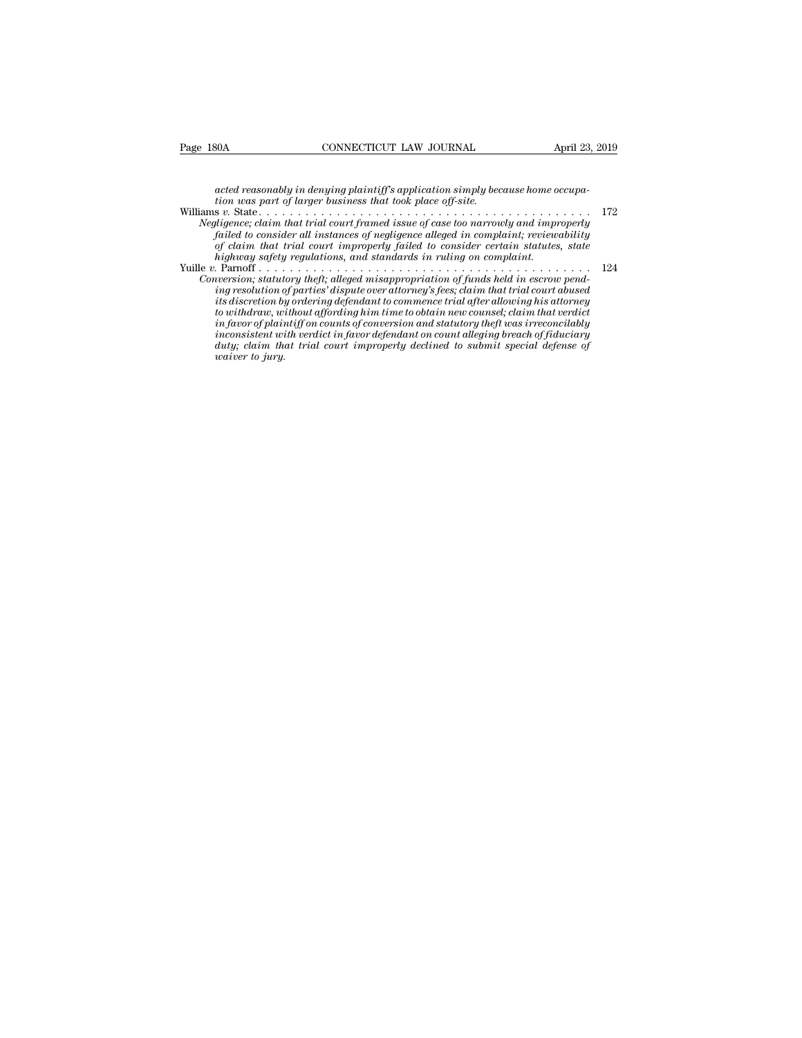*acted reasonably in denying plaintiff's application simply because home occupation was part of larger business that took place off-site.*

Williams *v.* State . . . . . . . . . . . . . . . . . . . . . . . . . . . . . . . . . . . . . . . . . . . . . 172

*Negligence; claim that trial court framed issue of case too narrowly and improperly failed to consider all instances of negligence alleged in complaint; reviewability of claim that trial court improperly failed to consider certain statutes, state highway safety regulations, and standards in ruling on complaint.*

Yuille *v.* Parnoff . . . . . . . . . . . . . . . . . . . . . . . . . . . . . . . . . . . . . . . . . . . . . 124

*Conversion; statutory theft; alleged misappropriation of funds held in escrow pending resolution of parties' dispute over attorney's fees; claim that trial court abused its discretion by ordering defendant to commence trial after allowing his attorney to withdraw, without affording him time to obtain new counsel; claim that verdict in favor of plaintiff on counts of conversion and statutory theft was irreconcilably inconsistent with verdict in favor defendant on count alleging breach of fiduciary duty; claim that trial court improperly declined to submit special defense of waiver to jury.*